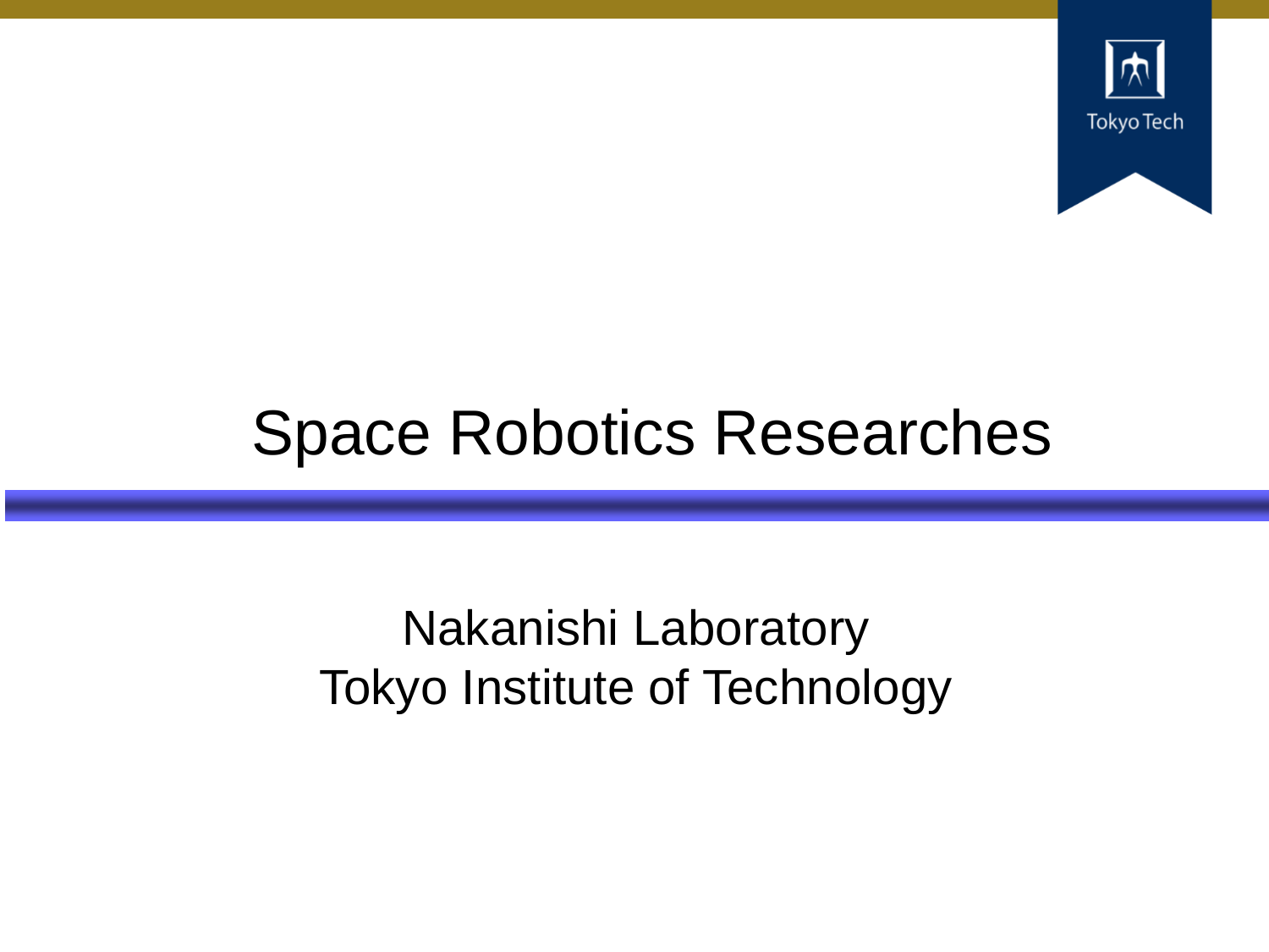# Space Robotics Researches

Nakanishi Laboratory
Tokyo Institute of Technology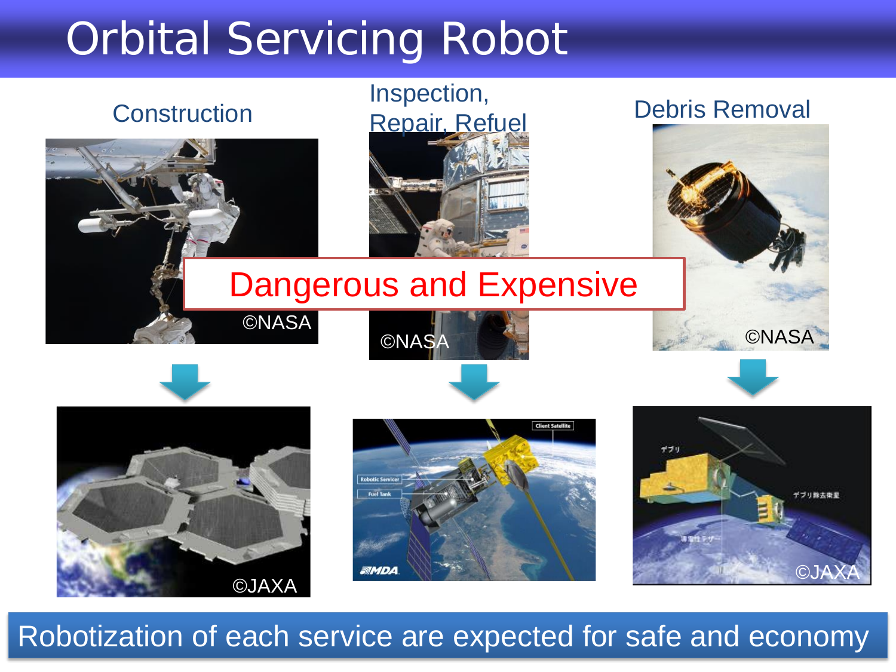# Orbital Servicing Robot

Construction

Inspection, Repair, Refuel

Debris Removal

©NASA

©NASA

©NASA

Dangerous and Expensive

©JAXA

©JAXA

Robotization of each service are expected for safe and economy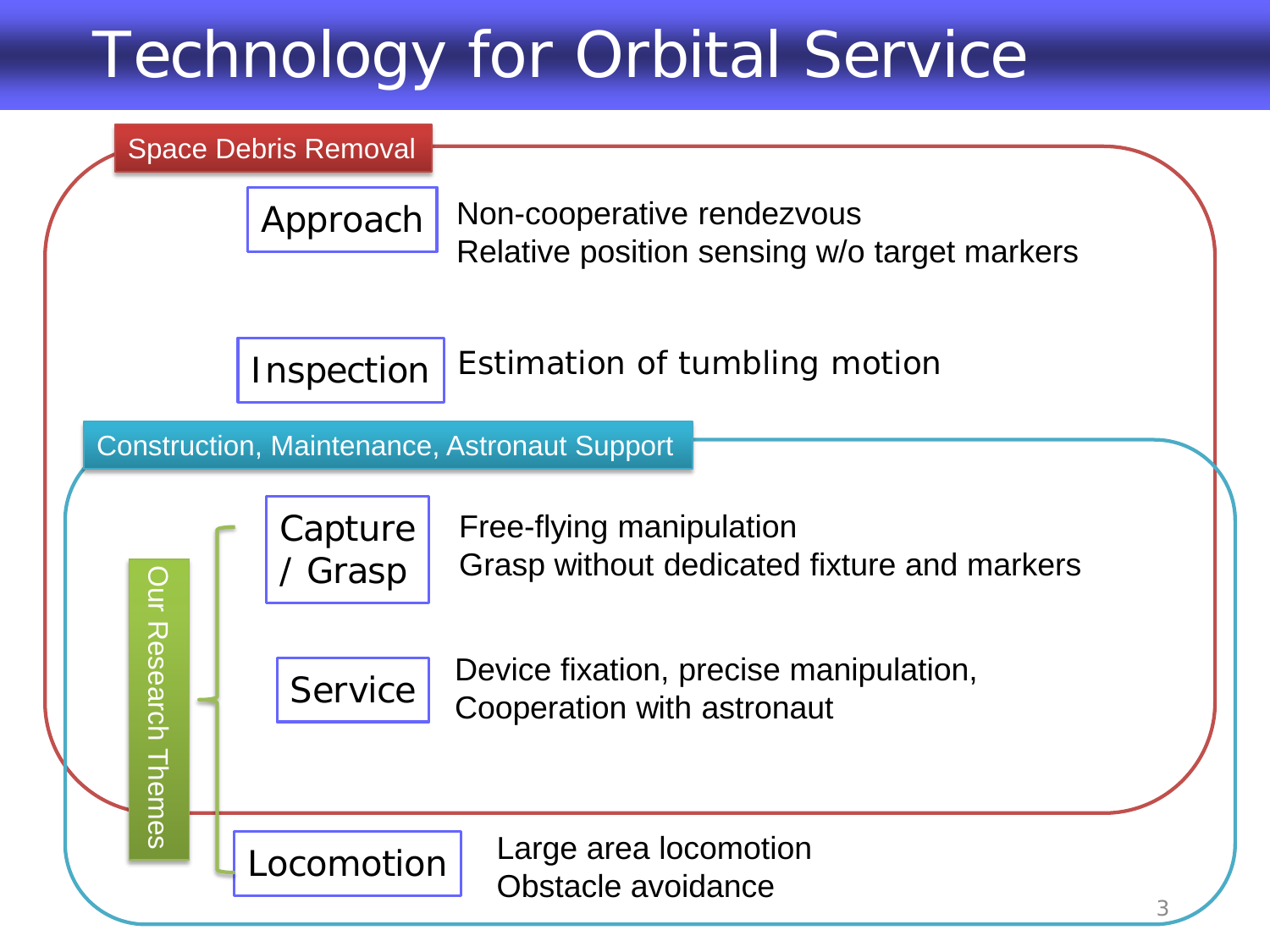# Technology for Orbital Service

## Space Debris Removal

**Approach**
Non-cooperative rendezvous
Relative position sensing w/o target markers

**Inspection**
Estimation of tumbling motion

## Construction, Maintenance, Astronaut Support

**Our Research Themes**

**Capture / Grasp**
Free-flying manipulation
Grasp without dedicated fixture and markers

**Service**
Device fixation, precise manipulation,
Cooperation with astronaut

**Locomotion**
Large area locomotion
Obstacle avoidance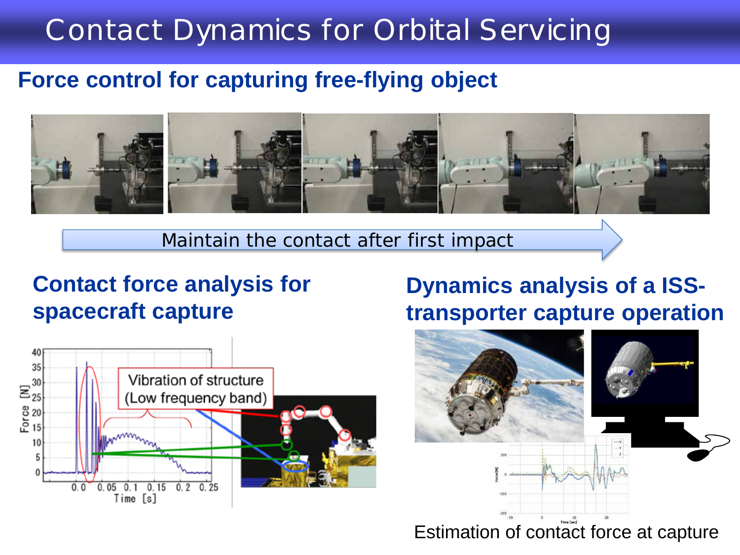# Contact Dynamics for Orbital Servicing

## Force control for capturing free-flying object

Maintain the contact after first impact

## Contact force analysis for spacecraft capture

Vibration of structure (Low frequency band)

## Dynamics analysis of a ISS-transporter capture operation

Estimation of contact force at capture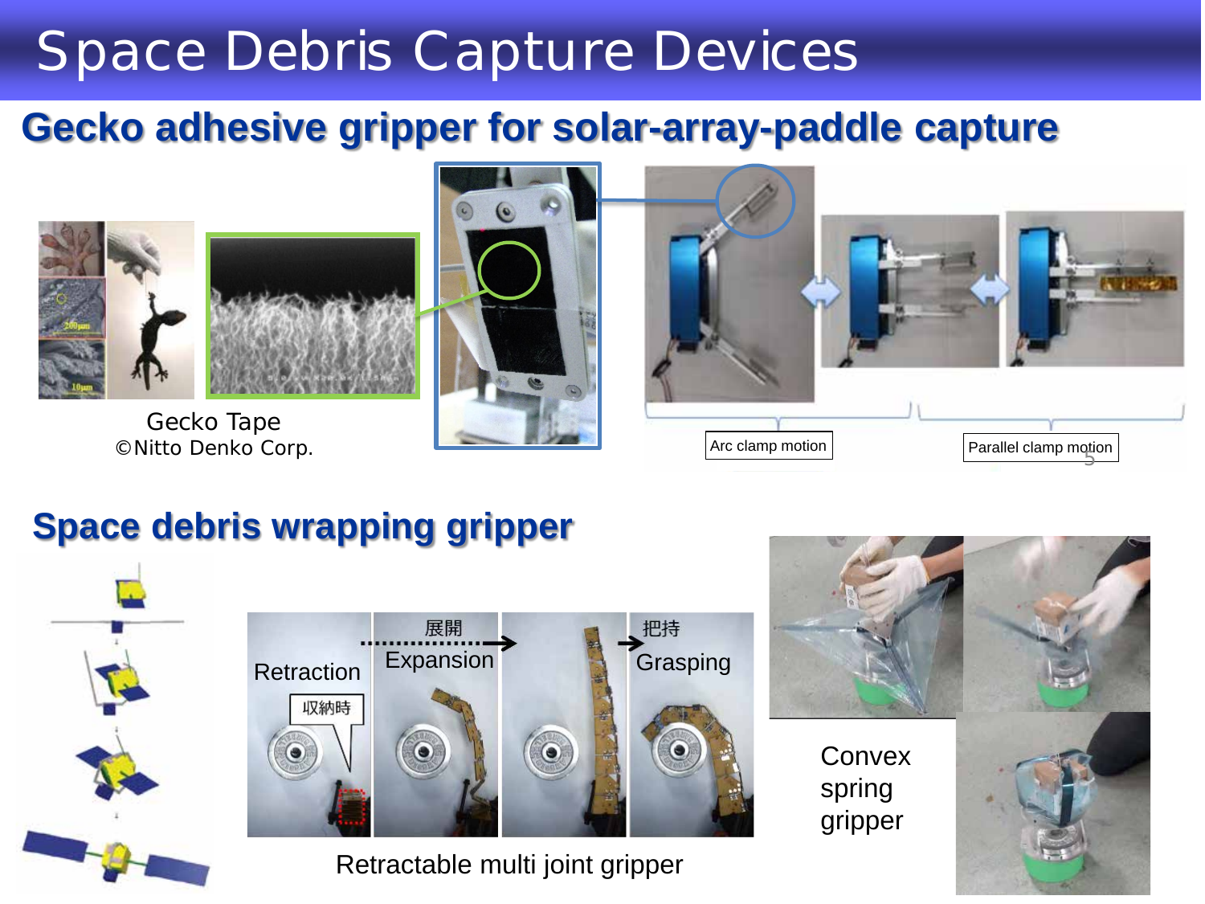# Space Debris Capture Devices

## Gecko adhesive gripper for solar-array-paddle capture

Gecko Tape
©Nitto Denko Corp.

Arc clamp motion

Parallel clamp motion

## Space debris wrapping gripper

Retraction 収納時

展開 Expansion

把持 Grasping

Retractable multi joint gripper

Convex spring gripper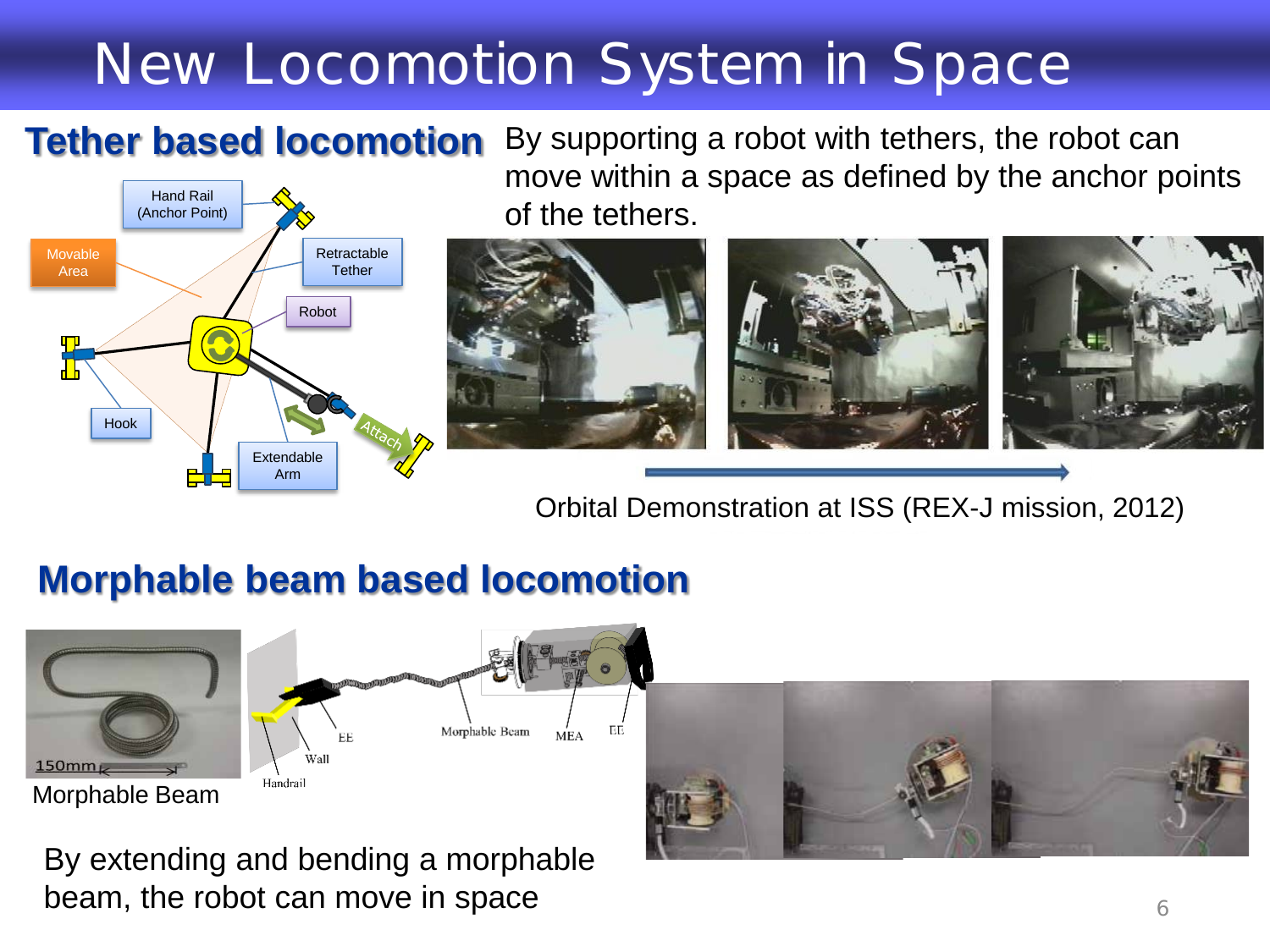# New Locomotion System in Space

## Tether based locomotion

By supporting a robot with tethers, the robot can move within a space as defined by the anchor points of the tethers.

Hand Rail (Anchor Point)

Movable Area

Retractable Tether

Robot

Hook

Extendable Arm

Attach

Orbital Demonstration at ISS (REX-J mission, 2012)

## Morphable beam based locomotion

150mm

Morphable Beam

EE

Wall

Handrail

Morphable Beam

MEA

EE

By extending and bending a morphable beam, the robot can move in space